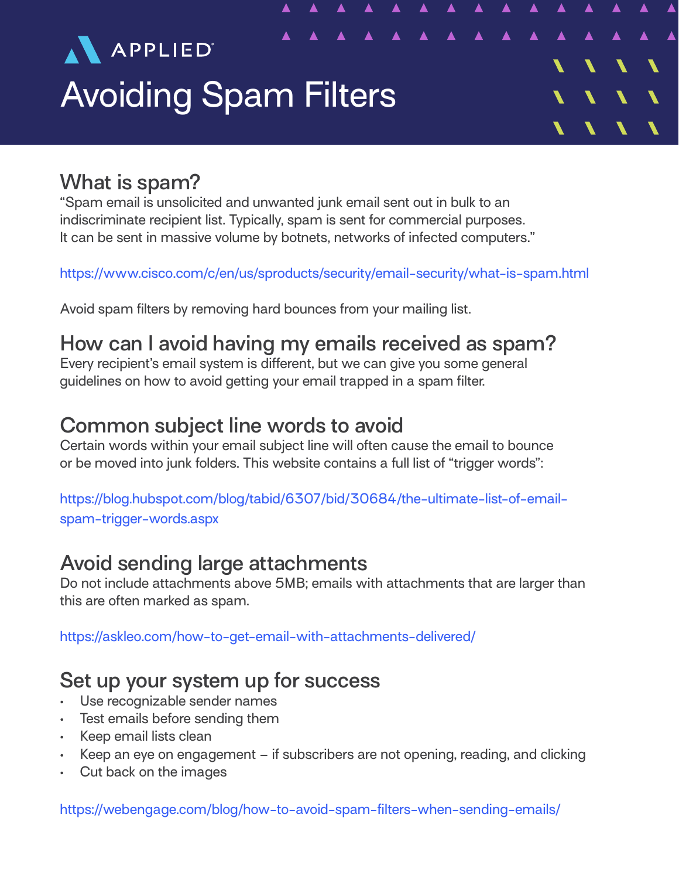APPLIED®

# Avoiding Spam Filters

## What is spam?

"Spam email is unsolicited and unwanted junk email sent out in bulk to an indiscriminate recipient list. Typically, spam is sent for commercial purposes. It can be sent in massive volume by botnets, networks of infected computers."

https://www.cisco.com/c/en/us/sproducts/security/email-security/what-is-spam.html

Avoid spam filters by removing hard bounces from your mailing list.

## How can I avoid having my emails received as spam?

Every recipient's email system is different, but we can give you some general guidelines on how to avoid getting your email trapped in a spam filter.

## Common subject line words to avoid

Certain words within your email subject line will often cause the email to bounce or be moved into junk folders. This website contains a full list of "trigger words":

https://blog.hubspot.com/blog/tabid/6307/bid/30684/the-ultimate-list-of-email-spam-trigger-words.aspx

## Avoid sending large attachments

Do not include attachments above 5MB; emails with attachments that are larger than this are often marked as spam.

https://askleo.com/how-to-get-email-with-attachments-delivered/

## Set up your system up for success

- Use recognizable sender names
- Test emails before sending them
- Keep email lists clean
- Keep an eye on engagement – if subscribers are not opening, reading, and clicking
- Cut back on the images

https://webengage.com/blog/how-to-avoid-spam-filters-when-sending-emails/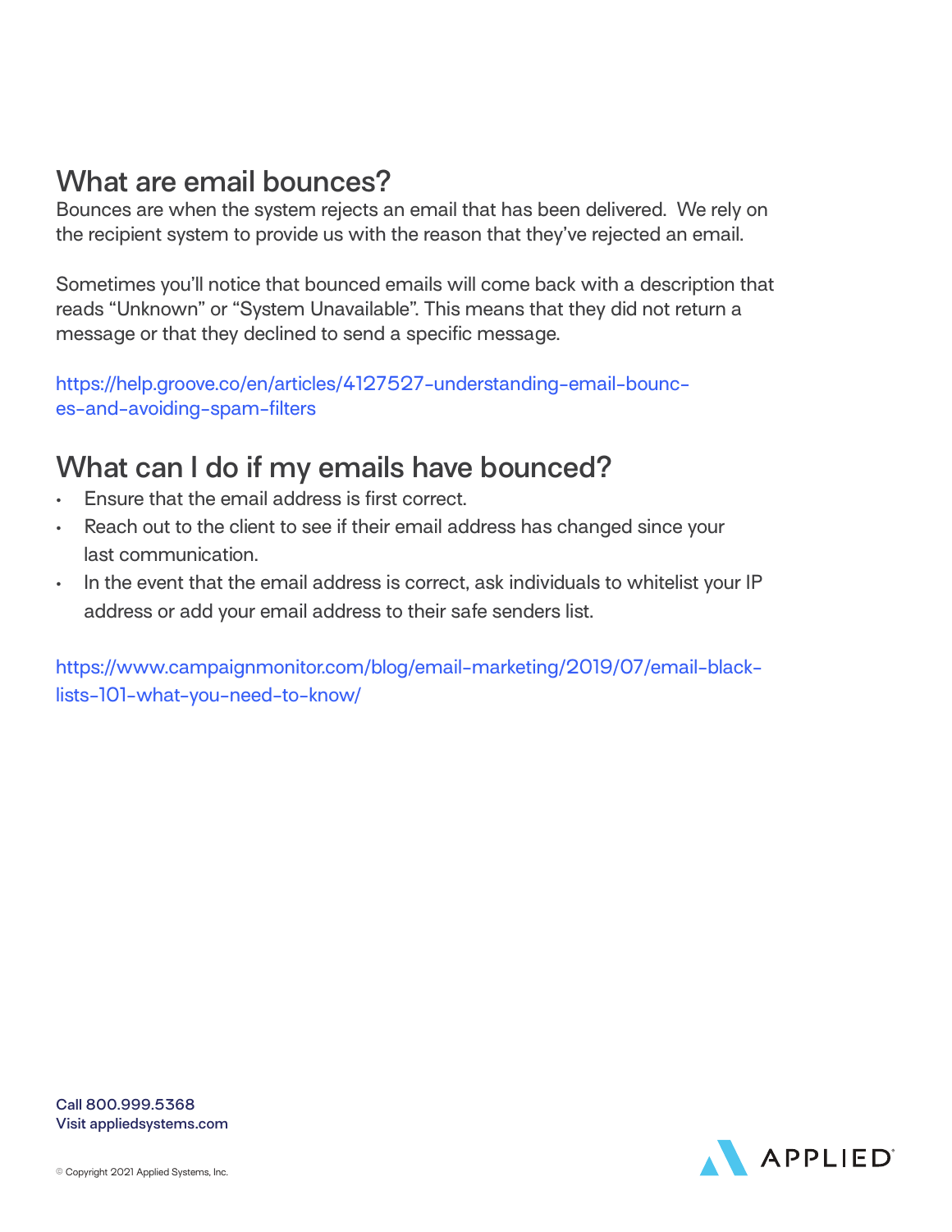## What are email bounces?

Bounces are when the system rejects an email that has been delivered. We rely on the recipient system to provide us with the reason that they've rejected an email.

Sometimes you'll notice that bounced emails will come back with a description that reads "Unknown" or "System Unavailable". This means that they did not return a message or that they declined to send a specific message.

https://help.groove.co/en/articles/4127527-understanding-email-bounces-and-avoiding-spam-filters

## What can I do if my emails have bounced?

- Ensure that the email address is first correct.
- Reach out to the client to see if their email address has changed since your last communication.
- In the event that the email address is correct, ask individuals to whitelist your IP address or add your email address to their safe senders list.

https://www.campaignmonitor.com/blog/email-marketing/2019/07/email-blacklists-101-what-you-need-to-know/

Call 800.999.5368
Visit appliedsystems.com

© Copyright 2021 Applied Systems, Inc.